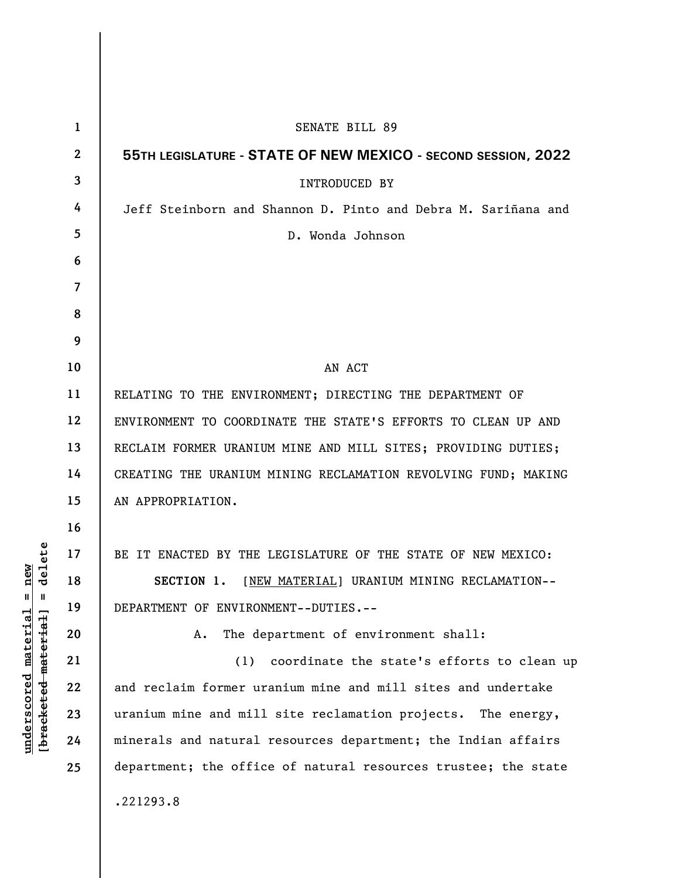SENATE BILL 89

**55TH LEGISLATURE - STATE OF NEW MEXICO - SECOND SESSION, 2022**

INTRODUCED BY

Jeff Steinborn and Shannon D. Pinto and Debra M. Sariñana and D. Wonda Johnson

AN ACT

RELATING TO THE ENVIRONMENT; DIRECTING THE DEPARTMENT OF ENVIRONMENT TO COORDINATE THE STATE'S EFFORTS TO CLEAN UP AND RECLAIM FORMER URANIUM MINE AND MILL SITES; PROVIDING DUTIES; CREATING THE URANIUM MINING RECLAMATION REVOLVING FUND; MAKING AN APPROPRIATION.

BE IT ENACTED BY THE LEGISLATURE OF THE STATE OF NEW MEXICO:

**SECTION 1.** [NEW MATERIAL] URANIUM MINING RECLAMATION--DEPARTMENT OF ENVIRONMENT--DUTIES.--

A. The department of environment shall:

(1) coordinate the state's efforts to clean up and reclaim former uranium mine and mill sites and undertake uranium mine and mill site reclamation projects. The energy, minerals and natural resources department; the Indian affairs department; the office of natural resources trustee; the state

.221293.8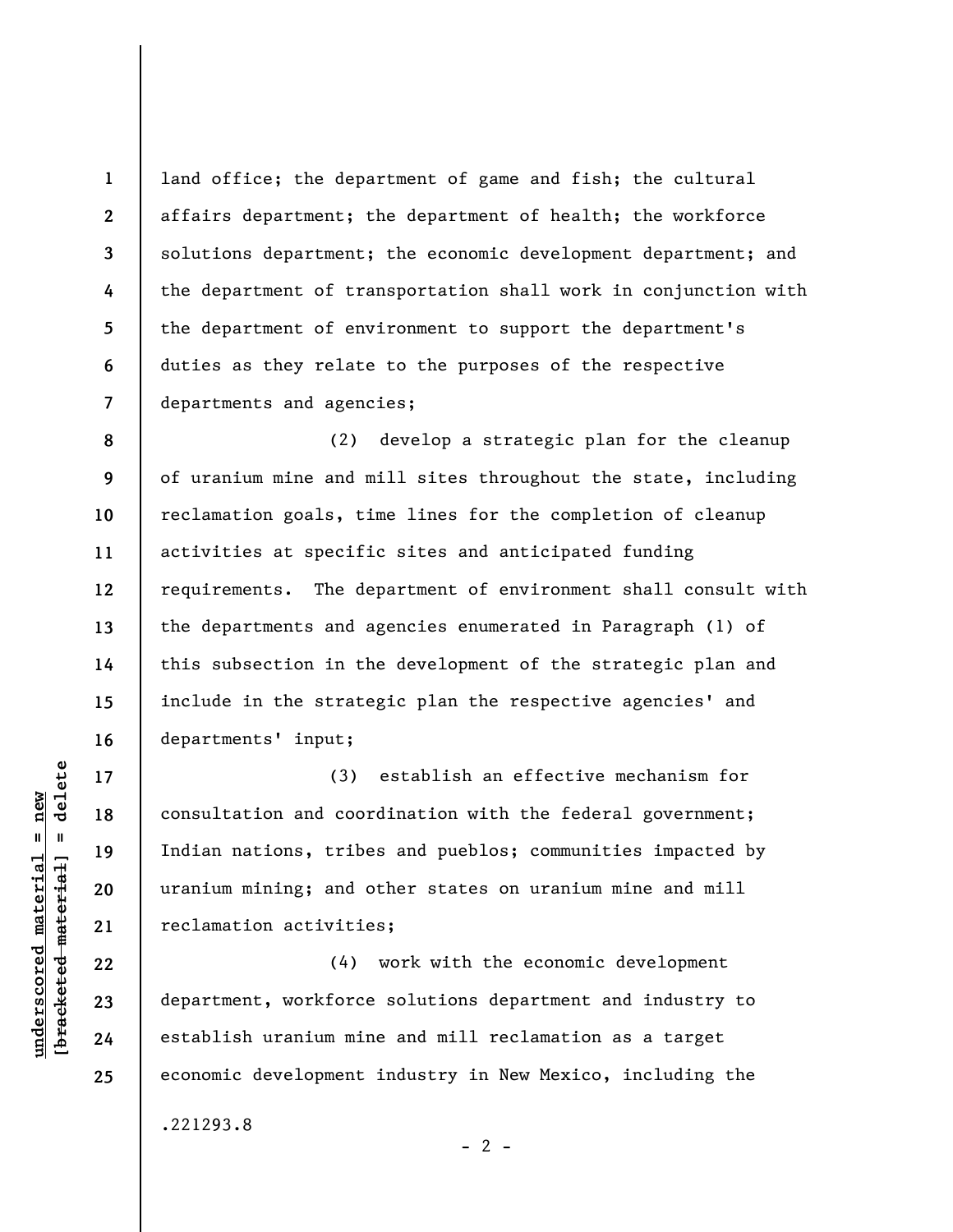land office; the department of game and fish; the cultural affairs department; the department of health; the workforce solutions department; the economic development department; and the department of transportation shall work in conjunction with the department of environment to support the department's duties as they relate to the purposes of the respective departments and agencies;

(2) develop a strategic plan for the cleanup of uranium mine and mill sites throughout the state, including reclamation goals, time lines for the completion of cleanup activities at specific sites and anticipated funding requirements. The department of environment shall consult with the departments and agencies enumerated in Paragraph (1) of this subsection in the development of the strategic plan and include in the strategic plan the respective agencies' and departments' input;

(3) establish an effective mechanism for consultation and coordination with the federal government; Indian nations, tribes and pueblos; communities impacted by uranium mining; and other states on uranium mine and mill reclamation activities;

(4) work with the economic development department, workforce solutions department and industry to establish uranium mine and mill reclamation as a target economic development industry in New Mexico, including the

.221293.8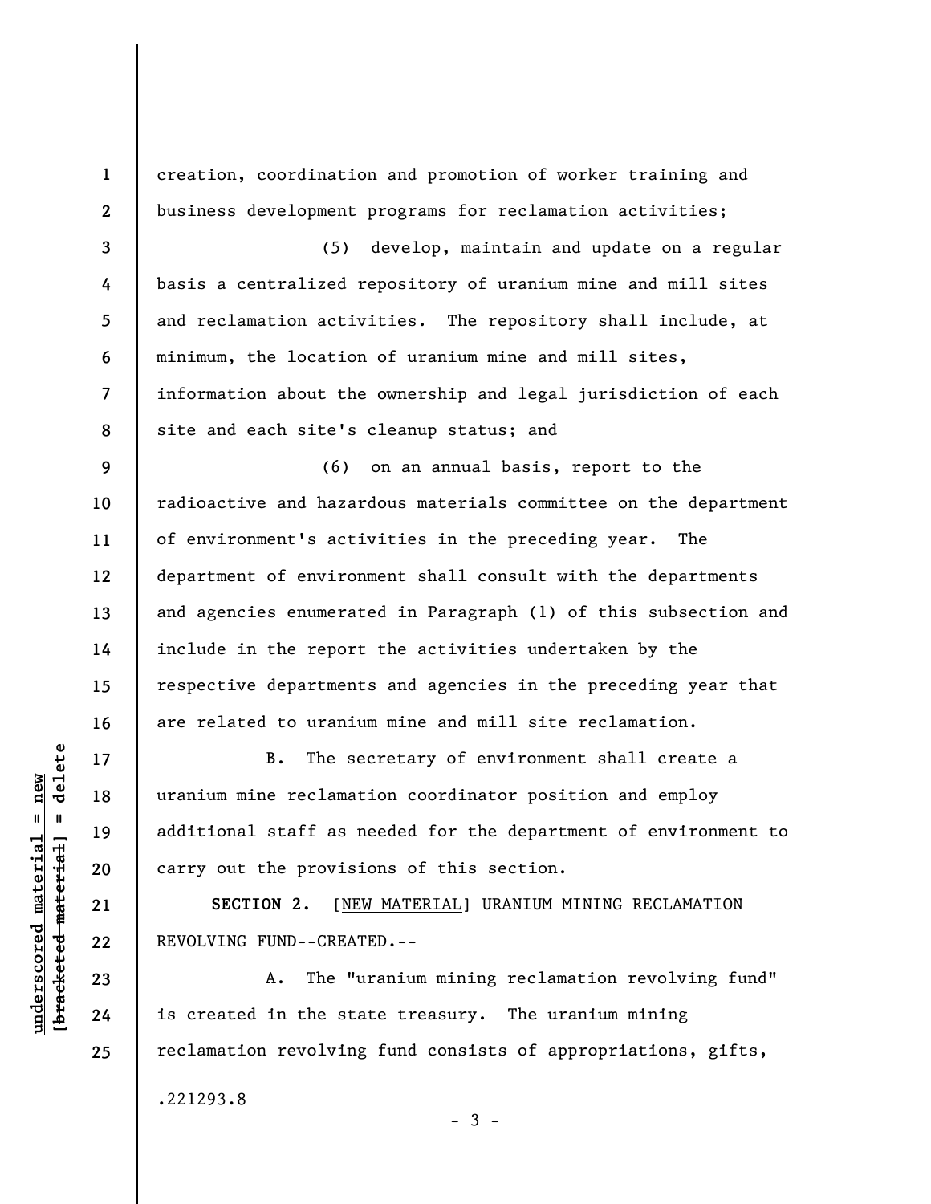creation, coordination and promotion of worker training and business development programs for reclamation activities;

(5) develop, maintain and update on a regular basis a centralized repository of uranium mine and mill sites and reclamation activities. The repository shall include, at minimum, the location of uranium mine and mill sites, information about the ownership and legal jurisdiction of each site and each site's cleanup status; and

(6) on an annual basis, report to the radioactive and hazardous materials committee on the department of environment's activities in the preceding year. The department of environment shall consult with the departments and agencies enumerated in Paragraph (1) of this subsection and include in the report the activities undertaken by the respective departments and agencies in the preceding year that are related to uranium mine and mill site reclamation.

B. The secretary of environment shall create a uranium mine reclamation coordinator position and employ additional staff as needed for the department of environment to carry out the provisions of this section.

**SECTION 2.** [NEW MATERIAL] URANIUM MINING RECLAMATION REVOLVING FUND--CREATED.--

A. The "uranium mining reclamation revolving fund" is created in the state treasury. The uranium mining reclamation revolving fund consists of appropriations, gifts,

.221293.8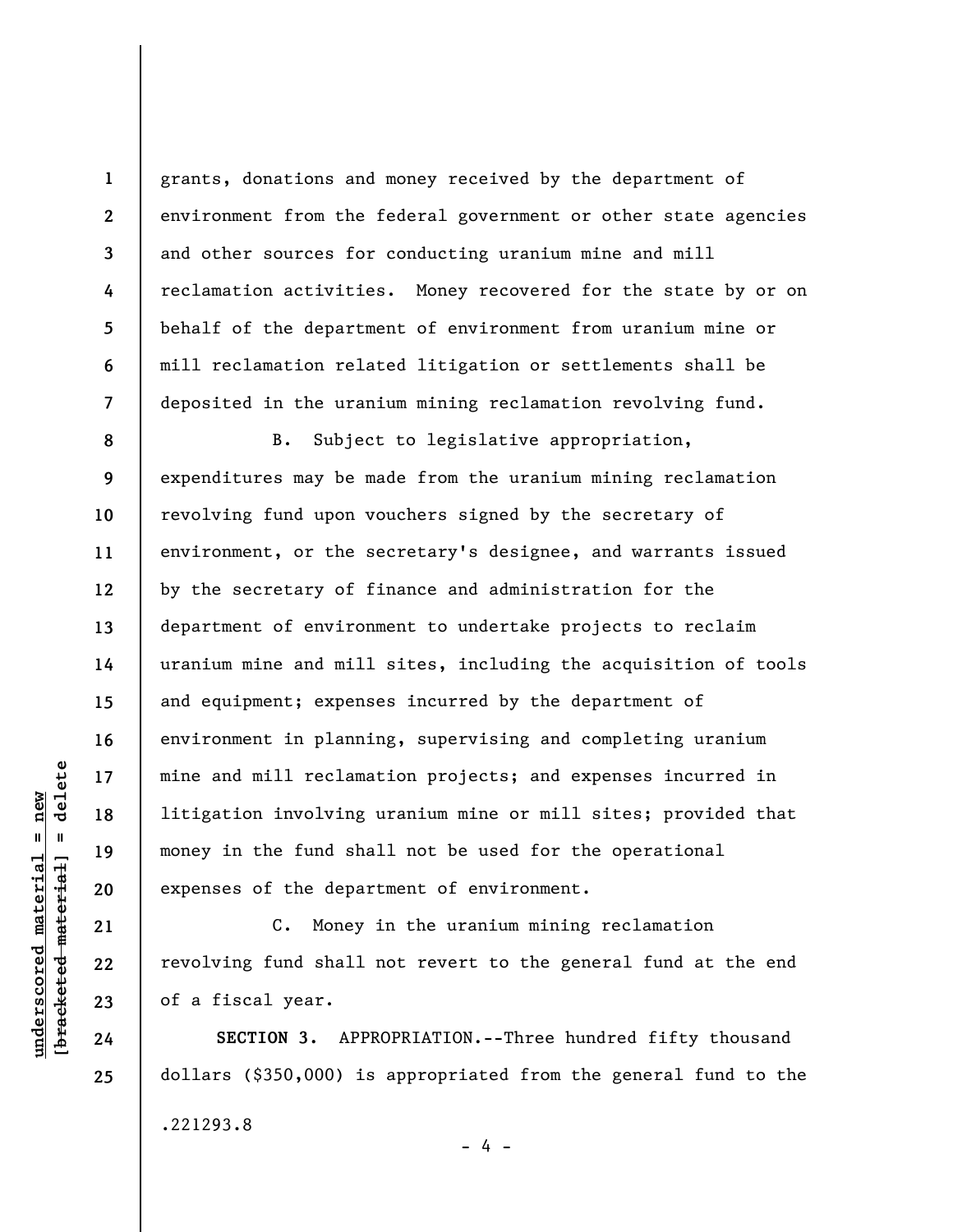grants, donations and money received by the department of environment from the federal government or other state agencies and other sources for conducting uranium mine and mill reclamation activities. Money recovered for the state by or on behalf of the department of environment from uranium mine or mill reclamation related litigation or settlements shall be deposited in the uranium mining reclamation revolving fund.

B. Subject to legislative appropriation, expenditures may be made from the uranium mining reclamation revolving fund upon vouchers signed by the secretary of environment, or the secretary's designee, and warrants issued by the secretary of finance and administration for the department of environment to undertake projects to reclaim uranium mine and mill sites, including the acquisition of tools and equipment; expenses incurred by the department of environment in planning, supervising and completing uranium mine and mill reclamation projects; and expenses incurred in litigation involving uranium mine or mill sites; provided that money in the fund shall not be used for the operational expenses of the department of environment.

C. Money in the uranium mining reclamation revolving fund shall not revert to the general fund at the end of a fiscal year.

**SECTION 3.** APPROPRIATION.--Three hundred fifty thousand dollars ($350,000) is appropriated from the general fund to the

.221293.8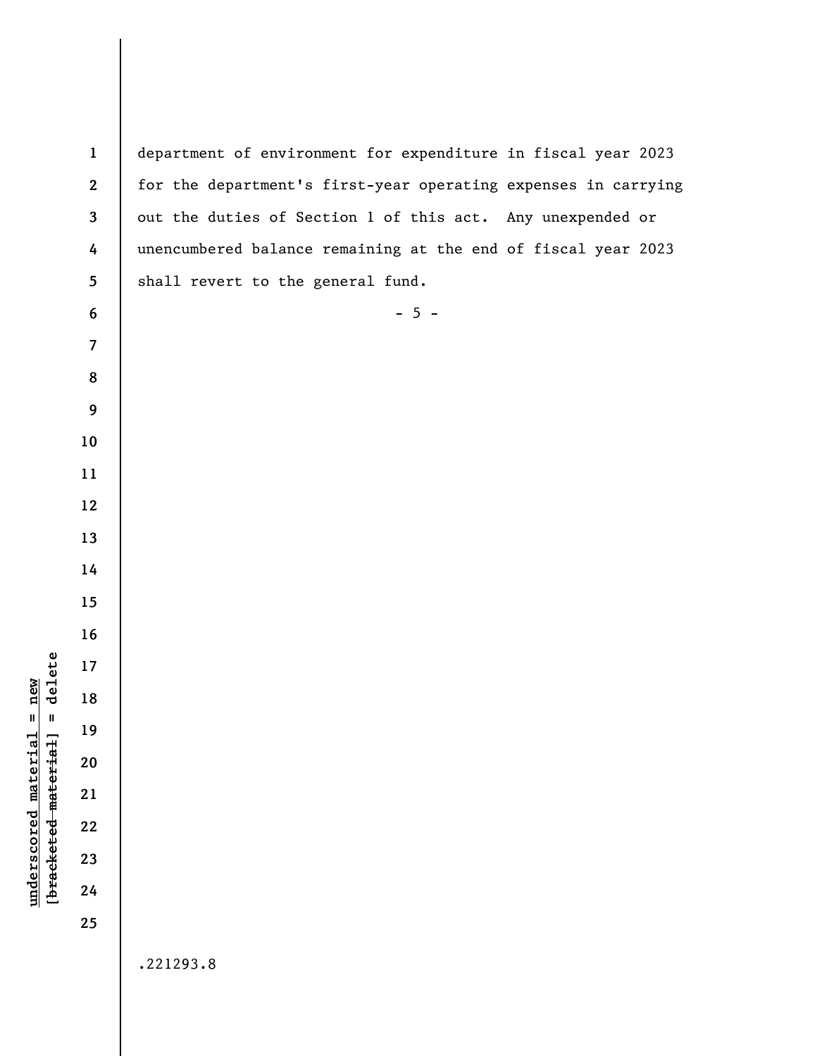department of environment for expenditure in fiscal year 2023 for the department's first-year operating expenses in carrying out the duties of Section 1 of this act. Any unexpended or unencumbered balance remaining at the end of fiscal year 2023 shall revert to the general fund.

.221293.8